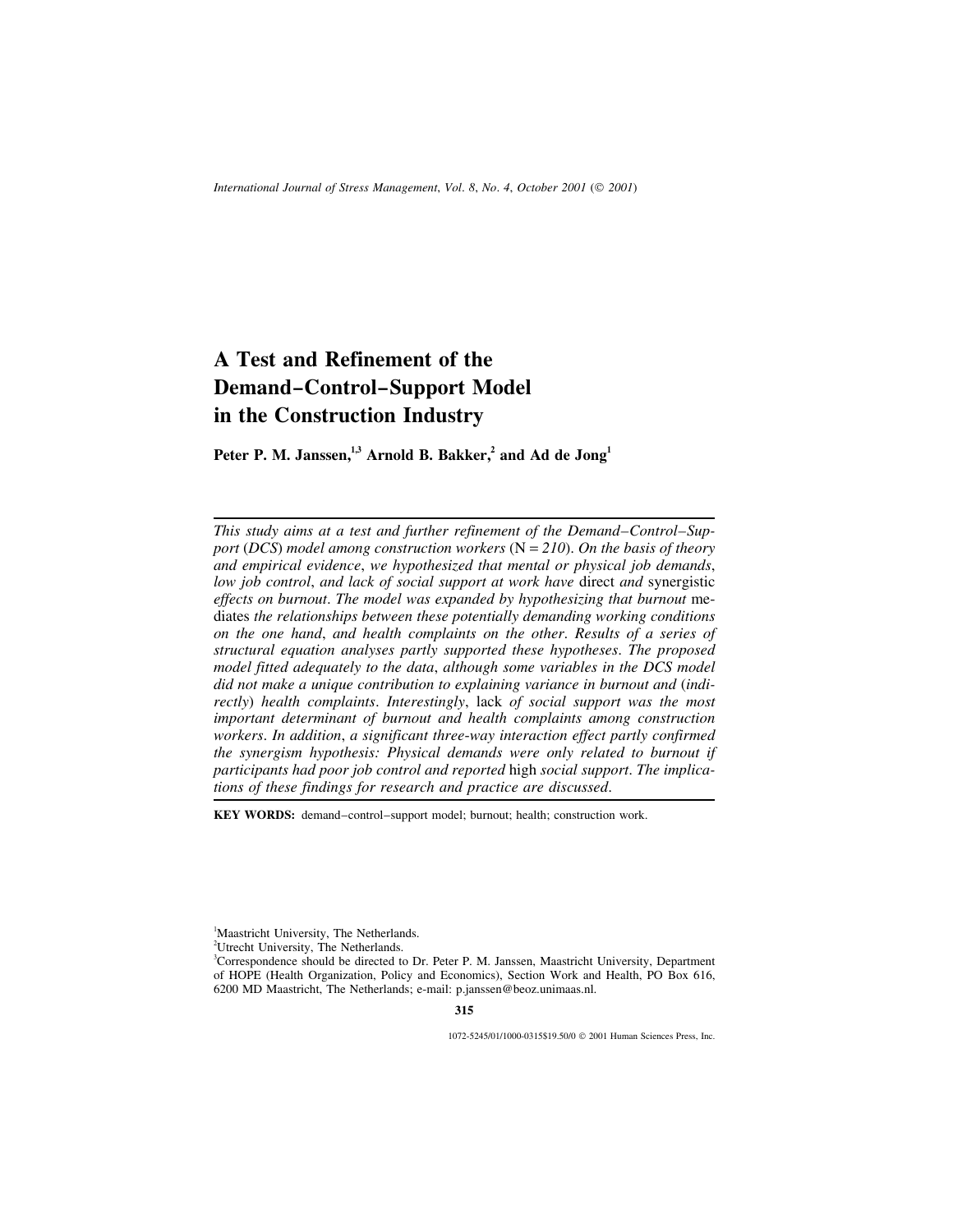# A Test and Refinement of the Demand–Control–Support Model in the Construction Industry

**Peter P. M. Janssen,[1,3] Arnold B. Bakker,[2] and Ad de Jong[1]**

*This study aims at a test and further refinement of the Demand–Control–Support (DCS) model among construction workers (N = 210). On the basis of theory and empirical evidence, we hypothesized that mental or physical job demands, low job control, and lack of social support at work have* direct *and* synergistic *effects on burnout. The model was expanded by hypothesizing that burnout* mediates *the relationships between these potentially demanding working conditions on the one hand, and health complaints on the other. Results of a series of structural equation analyses partly supported these hypotheses. The proposed model fitted adequately to the data, although some variables in the DCS model did not make a unique contribution to explaining variance in burnout and (indirectly) health complaints. Interestingly,* lack *of social support was the most important determinant of burnout and health complaints among construction workers. In addition, a significant three-way interaction effect partly confirmed the synergism hypothesis: Physical demands were only related to burnout if participants had poor job control and reported* high *social support. The implications of these findings for research and practice are discussed.*

**KEY WORDS:** demand–control–support model; burnout; health; construction work.

[1] Maastricht University, The Netherlands.
[2] Utrecht University, The Netherlands.
[3] Correspondence should be directed to Dr. Peter P. M. Janssen, Maastricht University, Department of HOPE (Health Organization, Policy and Economics), Section Work and Health, PO Box 616, 6200 MD Maastricht, The Netherlands; e-mail: p.janssen@beoz.unimaas.nl.

1072-5245/01/1000-0315$19.50/0 © 2001 Human Sciences Press, Inc.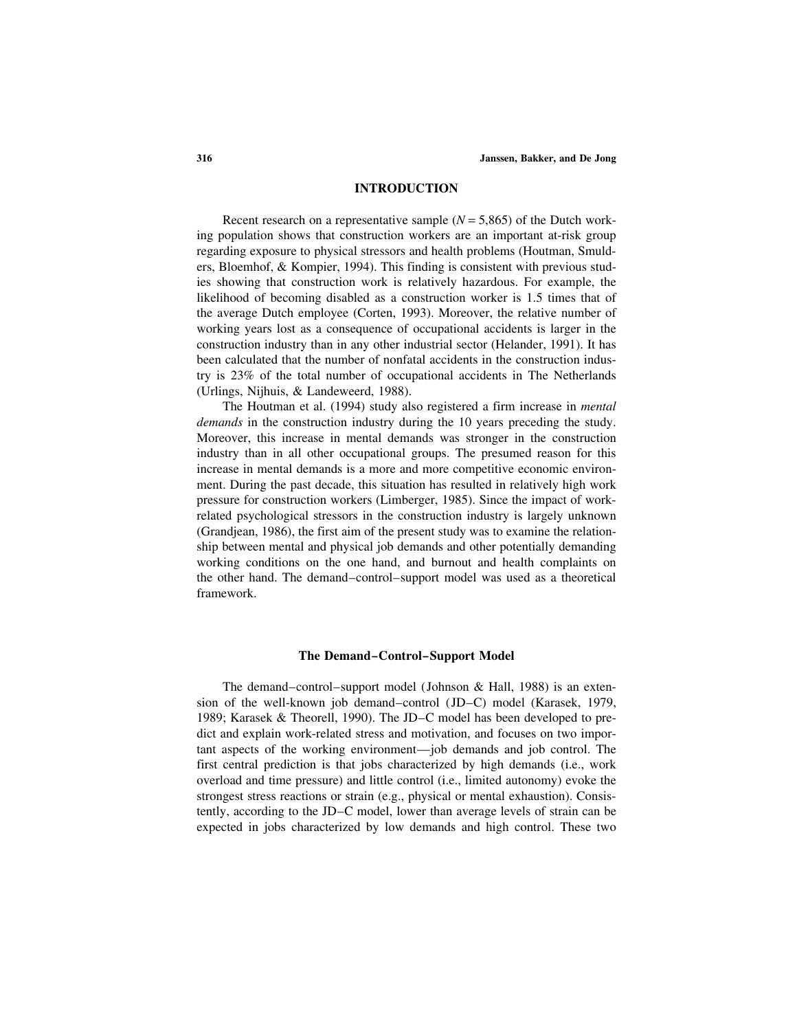## INTRODUCTION

Recent research on a representative sample ($N = 5{,}865$) of the Dutch working population shows that construction workers are an important at-risk group regarding exposure to physical stressors and health problems (Houtman, Smulders, Bloemhof, & Kompier, 1994). This finding is consistent with previous studies showing that construction work is relatively hazardous. For example, the likelihood of becoming disabled as a construction worker is 1.5 times that of the average Dutch employee (Corten, 1993). Moreover, the relative number of working years lost as a consequence of occupational accidents is larger in the construction industry than in any other industrial sector (Helander, 1991). It has been calculated that the number of nonfatal accidents in the construction industry is 23% of the total number of occupational accidents in The Netherlands (Urlings, Nijhuis, & Landeweerd, 1988).

The Houtman et al. (1994) study also registered a firm increase in *mental demands* in the construction industry during the 10 years preceding the study. Moreover, this increase in mental demands was stronger in the construction industry than in all other occupational groups. The presumed reason for this increase in mental demands is a more and more competitive economic environment. During the past decade, this situation has resulted in relatively high work pressure for construction workers (Limberger, 1985). Since the impact of work-related psychological stressors in the construction industry is largely unknown (Grandjean, 1986), the first aim of the present study was to examine the relationship between mental and physical job demands and other potentially demanding working conditions on the one hand, and burnout and health complaints on the other hand. The demand–control–support model was used as a theoretical framework.

### The Demand–Control–Support Model

The demand–control–support model (Johnson & Hall, 1988) is an extension of the well-known job demand–control (JD–C) model (Karasek, 1979, 1989; Karasek & Theorell, 1990). The JD–C model has been developed to predict and explain work-related stress and motivation, and focuses on two important aspects of the working environment—job demands and job control. The first central prediction is that jobs characterized by high demands (i.e., work overload and time pressure) and little control (i.e., limited autonomy) evoke the strongest stress reactions or strain (e.g., physical or mental exhaustion). Consistently, according to the JD–C model, lower than average levels of strain can be expected in jobs characterized by low demands and high control. These two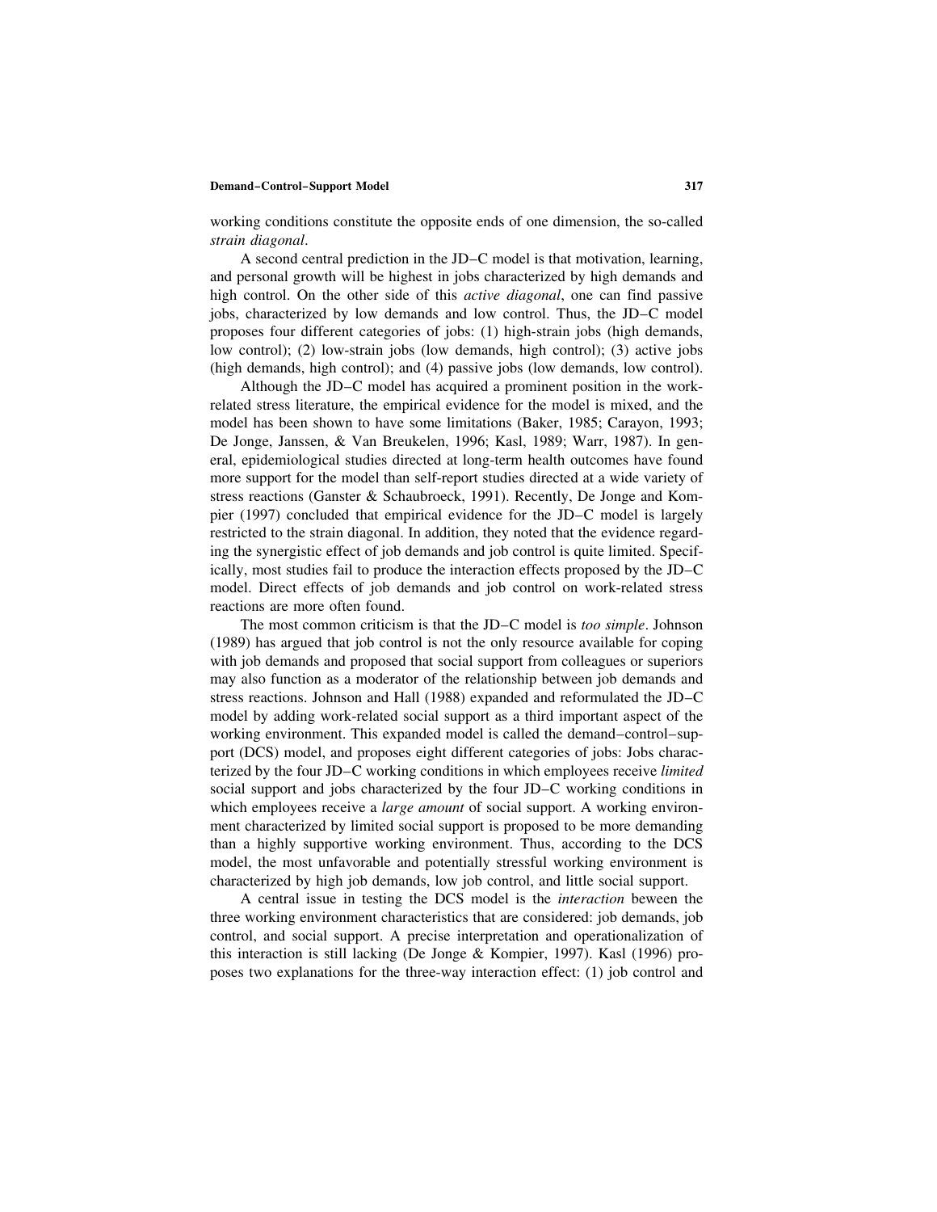working conditions constitute the opposite ends of one dimension, the so-called *strain diagonal*.

A second central prediction in the JD–C model is that motivation, learning, and personal growth will be highest in jobs characterized by high demands and high control. On the other side of this *active diagonal*, one can find passive jobs, characterized by low demands and low control. Thus, the JD–C model proposes four different categories of jobs: (1) high-strain jobs (high demands, low control); (2) low-strain jobs (low demands, high control); (3) active jobs (high demands, high control); and (4) passive jobs (low demands, low control).

Although the JD–C model has acquired a prominent position in the work-related stress literature, the empirical evidence for the model is mixed, and the model has been shown to have some limitations (Baker, 1985; Carayon, 1993; De Jonge, Janssen, & Van Breukelen, 1996; Kasl, 1989; Warr, 1987). In general, epidemiological studies directed at long-term health outcomes have found more support for the model than self-report studies directed at a wide variety of stress reactions (Ganster & Schaubroeck, 1991). Recently, De Jonge and Kompier (1997) concluded that empirical evidence for the JD–C model is largely restricted to the strain diagonal. In addition, they noted that the evidence regarding the synergistic effect of job demands and job control is quite limited. Specifically, most studies fail to produce the interaction effects proposed by the JD–C model. Direct effects of job demands and job control on work-related stress reactions are more often found.

The most common criticism is that the JD–C model is *too simple*. Johnson (1989) has argued that job control is not the only resource available for coping with job demands and proposed that social support from colleagues or superiors may also function as a moderator of the relationship between job demands and stress reactions. Johnson and Hall (1988) expanded and reformulated the JD–C model by adding work-related social support as a third important aspect of the working environment. This expanded model is called the demand–control–support (DCS) model, and proposes eight different categories of jobs: Jobs characterized by the four JD–C working conditions in which employees receive *limited* social support and jobs characterized by the four JD–C working conditions in which employees receive a *large amount* of social support. A working environment characterized by limited social support is proposed to be more demanding than a highly supportive working environment. Thus, according to the DCS model, the most unfavorable and potentially stressful working environment is characterized by high job demands, low job control, and little social support.

A central issue in testing the DCS model is the *interaction* beween the three working environment characteristics that are considered: job demands, job control, and social support. A precise interpretation and operationalization of this interaction is still lacking (De Jonge & Kompier, 1997). Kasl (1996) proposes two explanations for the three-way interaction effect: (1) job control and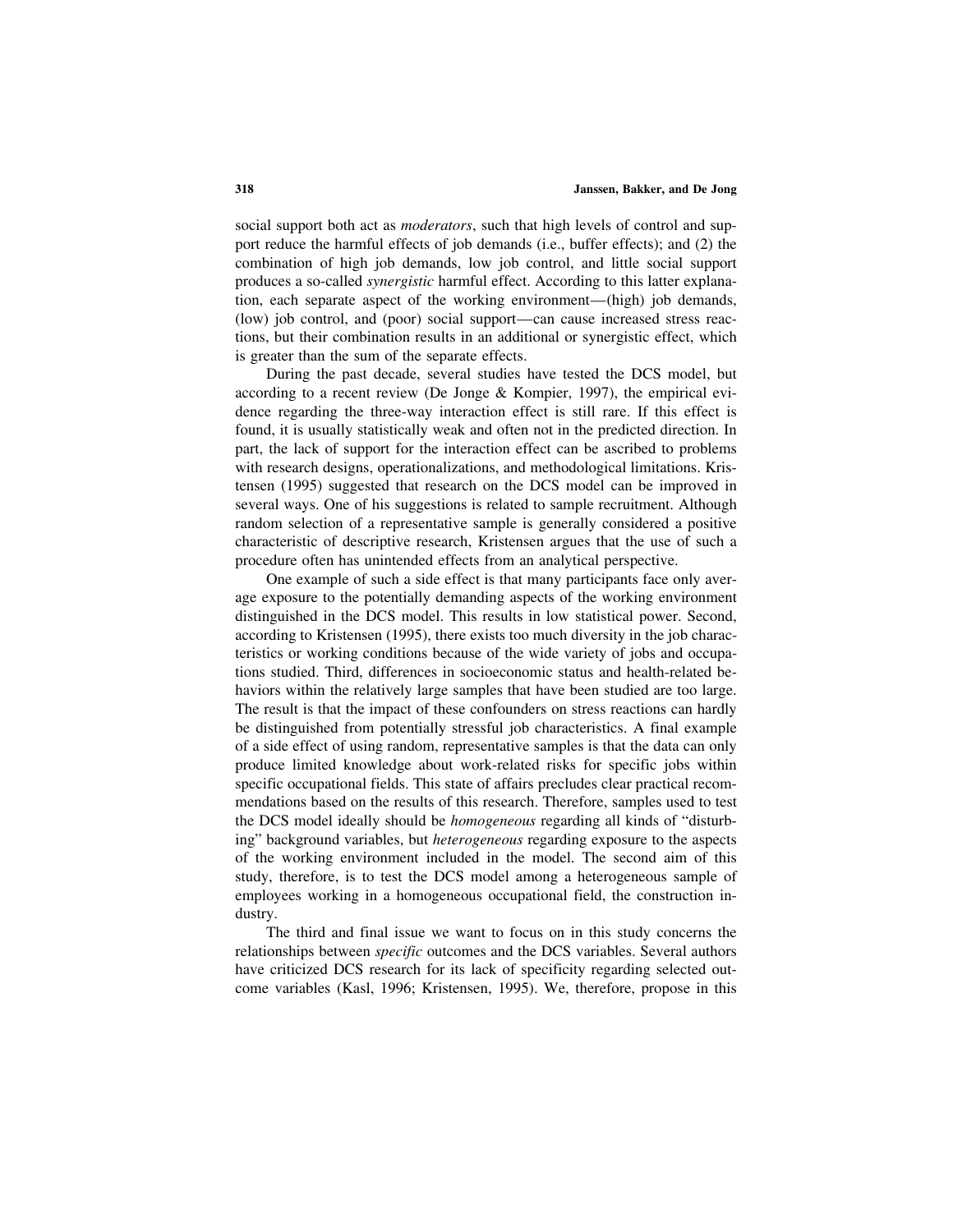social support both act as *moderators*, such that high levels of control and support reduce the harmful effects of job demands (i.e., buffer effects); and (2) the combination of high job demands, low job control, and little social support produces a so-called *synergistic* harmful effect. According to this latter explanation, each separate aspect of the working environment—(high) job demands, (low) job control, and (poor) social support—can cause increased stress reactions, but their combination results in an additional or synergistic effect, which is greater than the sum of the separate effects.

During the past decade, several studies have tested the DCS model, but according to a recent review (De Jonge & Kompier, 1997), the empirical evidence regarding the three-way interaction effect is still rare. If this effect is found, it is usually statistically weak and often not in the predicted direction. In part, the lack of support for the interaction effect can be ascribed to problems with research designs, operationalizations, and methodological limitations. Kristensen (1995) suggested that research on the DCS model can be improved in several ways. One of his suggestions is related to sample recruitment. Although random selection of a representative sample is generally considered a positive characteristic of descriptive research, Kristensen argues that the use of such a procedure often has unintended effects from an analytical perspective.

One example of such a side effect is that many participants face only average exposure to the potentially demanding aspects of the working environment distinguished in the DCS model. This results in low statistical power. Second, according to Kristensen (1995), there exists too much diversity in the job characteristics or working conditions because of the wide variety of jobs and occupations studied. Third, differences in socioeconomic status and health-related behaviors within the relatively large samples that have been studied are too large. The result is that the impact of these confounders on stress reactions can hardly be distinguished from potentially stressful job characteristics. A final example of a side effect of using random, representative samples is that the data can only produce limited knowledge about work-related risks for specific jobs within specific occupational fields. This state of affairs precludes clear practical recommendations based on the results of this research. Therefore, samples used to test the DCS model ideally should be *homogeneous* regarding all kinds of "disturbing" background variables, but *heterogeneous* regarding exposure to the aspects of the working environment included in the model. The second aim of this study, therefore, is to test the DCS model among a heterogeneous sample of employees working in a homogeneous occupational field, the construction industry.

The third and final issue we want to focus on in this study concerns the relationships between *specific* outcomes and the DCS variables. Several authors have criticized DCS research for its lack of specificity regarding selected outcome variables (Kasl, 1996; Kristensen, 1995). We, therefore, propose in this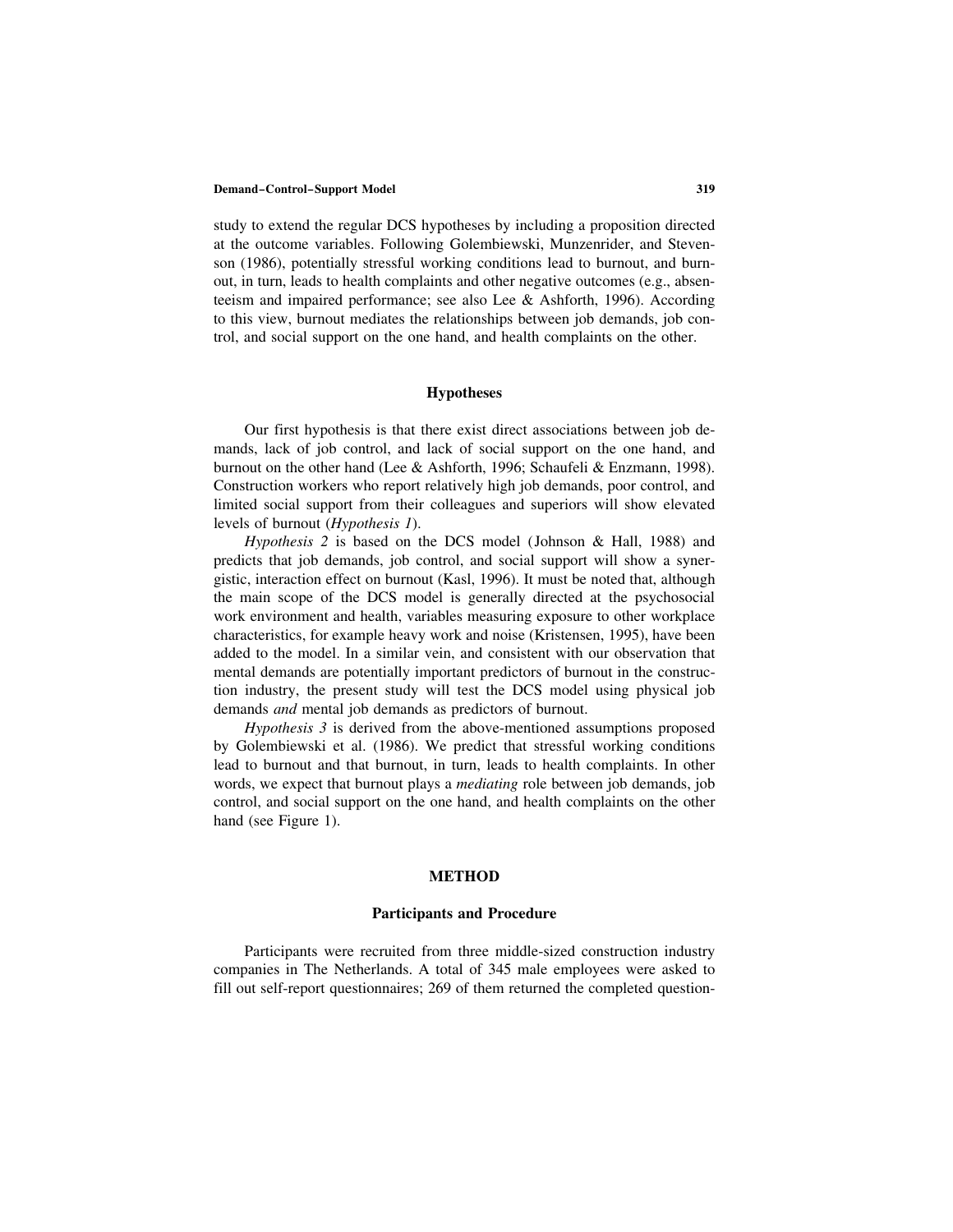study to extend the regular DCS hypotheses by including a proposition directed at the outcome variables. Following Golembiewski, Munzenrider, and Stevenson (1986), potentially stressful working conditions lead to burnout, and burnout, in turn, leads to health complaints and other negative outcomes (e.g., absenteeism and impaired performance; see also Lee & Ashforth, 1996). According to this view, burnout mediates the relationships between job demands, job control, and social support on the one hand, and health complaints on the other.

## Hypotheses

Our first hypothesis is that there exist direct associations between job demands, lack of job control, and lack of social support on the one hand, and burnout on the other hand (Lee & Ashforth, 1996; Schaufeli & Enzmann, 1998). Construction workers who report relatively high job demands, poor control, and limited social support from their colleagues and superiors will show elevated levels of burnout (*Hypothesis 1*).

*Hypothesis 2* is based on the DCS model (Johnson & Hall, 1988) and predicts that job demands, job control, and social support will show a synergistic, interaction effect on burnout (Kasl, 1996). It must be noted that, although the main scope of the DCS model is generally directed at the psychosocial work environment and health, variables measuring exposure to other workplace characteristics, for example heavy work and noise (Kristensen, 1995), have been added to the model. In a similar vein, and consistent with our observation that mental demands are potentially important predictors of burnout in the construction industry, the present study will test the DCS model using physical job demands *and* mental job demands as predictors of burnout.

*Hypothesis 3* is derived from the above-mentioned assumptions proposed by Golembiewski et al. (1986). We predict that stressful working conditions lead to burnout and that burnout, in turn, leads to health complaints. In other words, we expect that burnout plays a *mediating* role between job demands, job control, and social support on the one hand, and health complaints on the other hand (see Figure 1).

# METHOD

## Participants and Procedure

Participants were recruited from three middle-sized construction industry companies in The Netherlands. A total of 345 male employees were asked to fill out self-report questionnaires; 269 of them returned the completed question-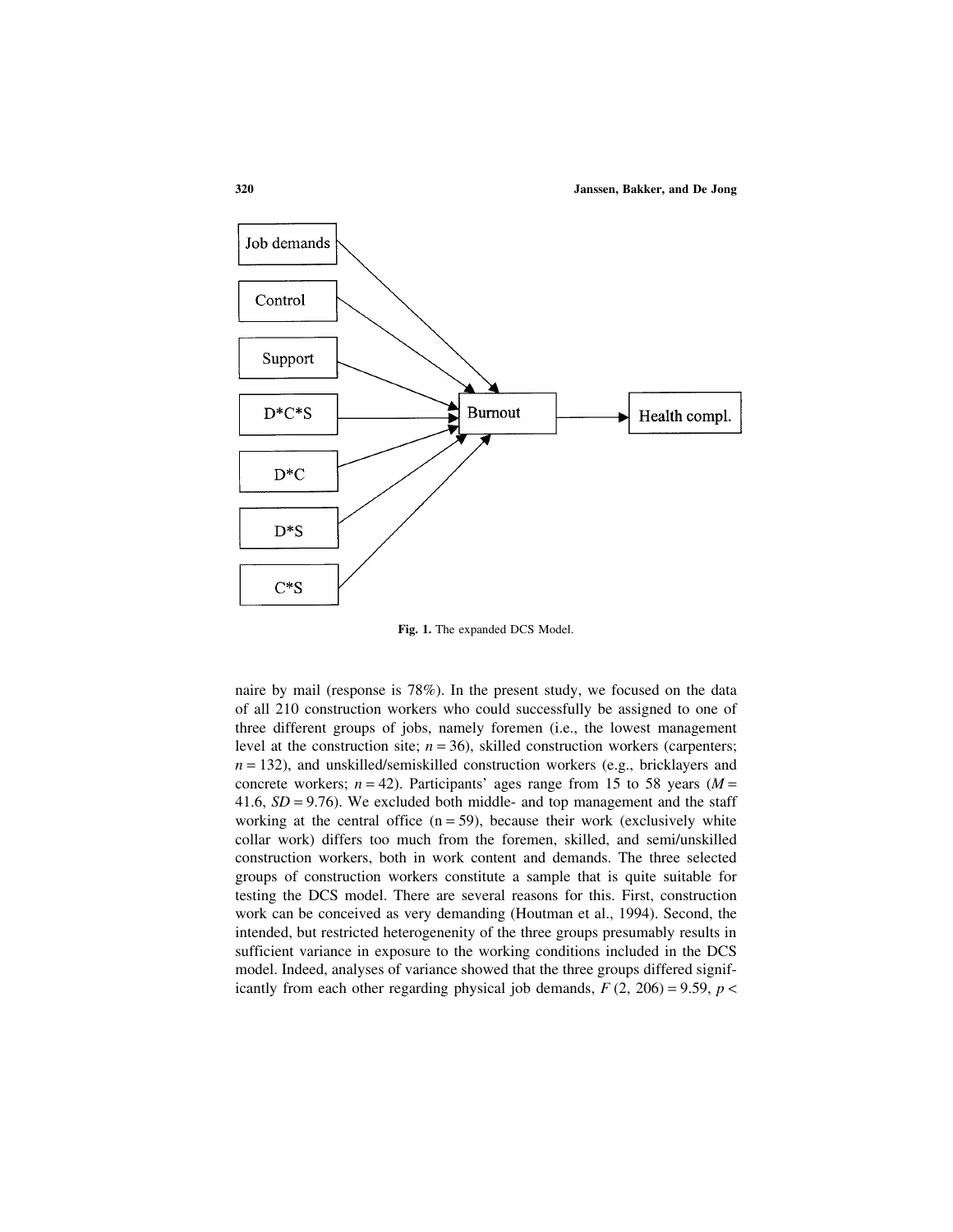Job demands

Control

Support

D*C*S

D*C

D*S

C*S

Burnout

Health compl.

**Fig. 1.** The expanded DCS Model.

naire by mail (response is 78%). In the present study, we focused on the data of all 210 construction workers who could successfully be assigned to one of three different groups of jobs, namely foremen (i.e., the lowest management level at the construction site; $n = 36$), skilled construction workers (carpenters; $n = 132$), and unskilled/semiskilled construction workers (e.g., bricklayers and concrete workers; $n = 42$). Participants' ages range from 15 to 58 years ($M = 41.6$, $SD = 9.76$). We excluded both middle- and top management and the staff working at the central office ($n = 59$), because their work (exclusively white collar work) differs too much from the foremen, skilled, and semi/unskilled construction workers, both in work content and demands. The three selected groups of construction workers constitute a sample that is quite suitable for testing the DCS model. There are several reasons for this. First, construction work can be conceived as very demanding (Houtman et al., 1994). Second, the intended, but restricted heterogenenity of the three groups presumably results in sufficient variance in exposure to the working conditions included in the DCS model. Indeed, analyses of variance showed that the three groups differed significantly from each other regarding physical job demands, $F(2, 206) = 9.59$, $p <$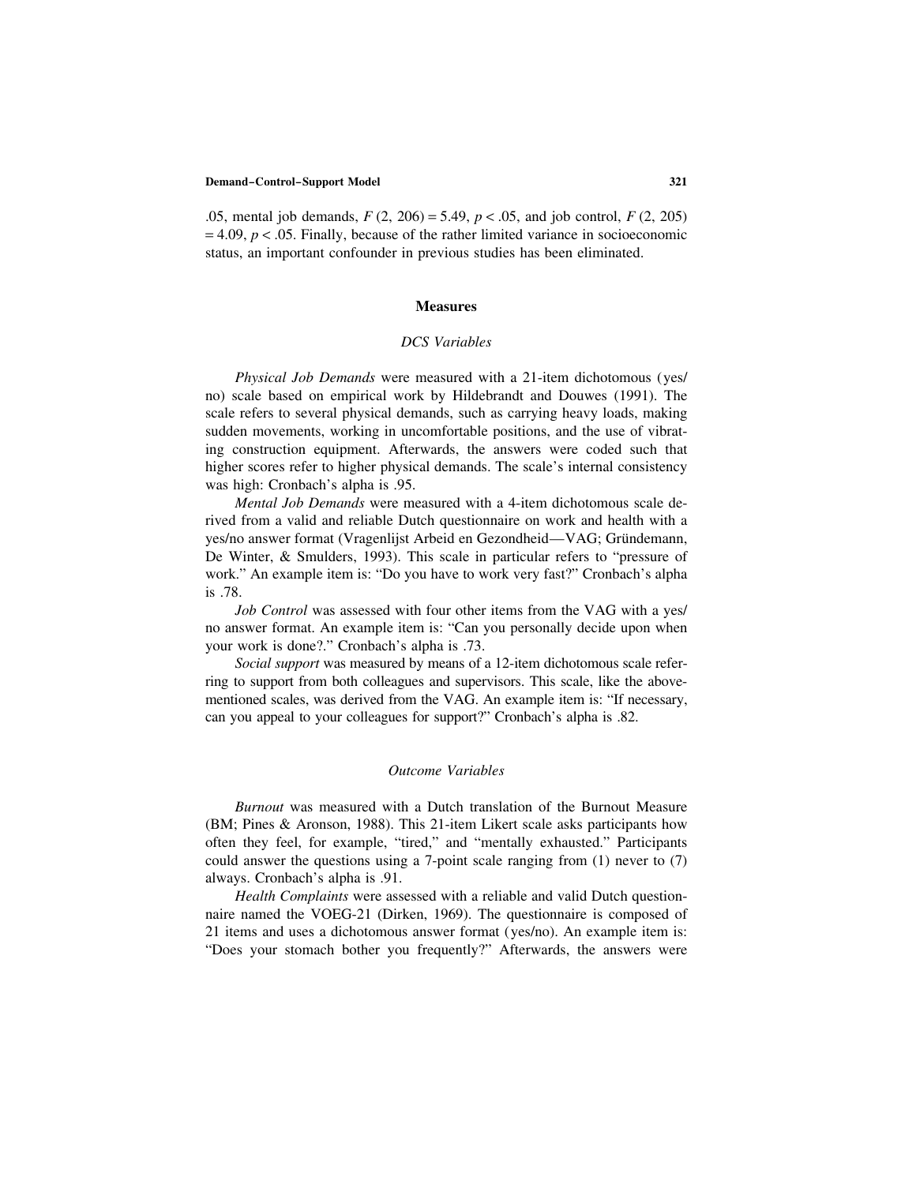.05, mental job demands, $F(2, 206) = 5.49$, $p < .05$, and job control, $F(2, 205) = 4.09$, $p < .05$. Finally, because of the rather limited variance in socioeconomic status, an important confounder in previous studies has been eliminated.

## Measures

### *DCS Variables*

*Physical Job Demands* were measured with a 21-item dichotomous (yes/no) scale based on empirical work by Hildebrandt and Douwes (1991). The scale refers to several physical demands, such as carrying heavy loads, making sudden movements, working in uncomfortable positions, and the use of vibrating construction equipment. Afterwards, the answers were coded such that higher scores refer to higher physical demands. The scale's internal consistency was high: Cronbach's alpha is .95.

*Mental Job Demands* were measured with a 4-item dichotomous scale derived from a valid and reliable Dutch questionnaire on work and health with a yes/no answer format (Vragenlijst Arbeid en Gezondheid—VAG; Gründemann, De Winter, & Smulders, 1993). This scale in particular refers to "pressure of work." An example item is: "Do you have to work very fast?" Cronbach's alpha is .78.

*Job Control* was assessed with four other items from the VAG with a yes/no answer format. An example item is: "Can you personally decide upon when your work is done?." Cronbach's alpha is .73.

*Social support* was measured by means of a 12-item dichotomous scale referring to support from both colleagues and supervisors. This scale, like the above-mentioned scales, was derived from the VAG. An example item is: "If necessary, can you appeal to your colleagues for support?" Cronbach's alpha is .82.

### *Outcome Variables*

*Burnout* was measured with a Dutch translation of the Burnout Measure (BM; Pines & Aronson, 1988). This 21-item Likert scale asks participants how often they feel, for example, "tired," and "mentally exhausted." Participants could answer the questions using a 7-point scale ranging from (1) never to (7) always. Cronbach's alpha is .91.

*Health Complaints* were assessed with a reliable and valid Dutch questionnaire named the VOEG-21 (Dirken, 1969). The questionnaire is composed of 21 items and uses a dichotomous answer format (yes/no). An example item is: "Does your stomach bother you frequently?" Afterwards, the answers were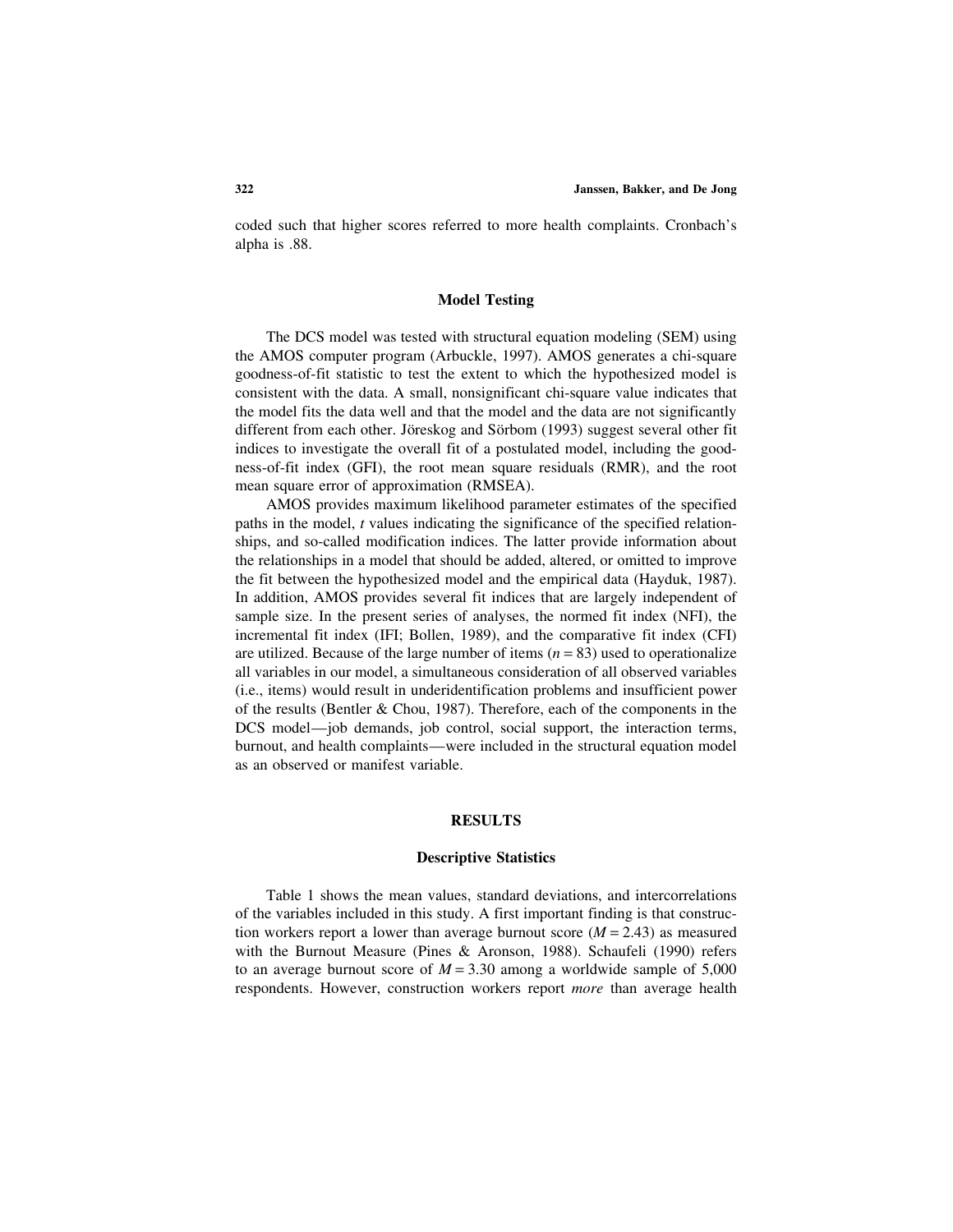coded such that higher scores referred to more health complaints. Cronbach's alpha is .88.

### Model Testing

The DCS model was tested with structural equation modeling (SEM) using the AMOS computer program (Arbuckle, 1997). AMOS generates a chi-square goodness-of-fit statistic to test the extent to which the hypothesized model is consistent with the data. A small, nonsignificant chi-square value indicates that the model fits the data well and that the model and the data are not significantly different from each other. Jöreskog and Sörbom (1993) suggest several other fit indices to investigate the overall fit of a postulated model, including the goodness-of-fit index (GFI), the root mean square residuals (RMR), and the root mean square error of approximation (RMSEA).

AMOS provides maximum likelihood parameter estimates of the specified paths in the model, *t* values indicating the significance of the specified relationships, and so-called modification indices. The latter provide information about the relationships in a model that should be added, altered, or omitted to improve the fit between the hypothesized model and the empirical data (Hayduk, 1987). In addition, AMOS provides several fit indices that are largely independent of sample size. In the present series of analyses, the normed fit index (NFI), the incremental fit index (IFI; Bollen, 1989), and the comparative fit index (CFI) are utilized. Because of the large number of items ($n = 83$) used to operationalize all variables in our model, a simultaneous consideration of all observed variables (i.e., items) would result in underidentification problems and insufficient power of the results (Bentler & Chou, 1987). Therefore, each of the components in the DCS model—job demands, job control, social support, the interaction terms, burnout, and health complaints—were included in the structural equation model as an observed or manifest variable.

## RESULTS

### Descriptive Statistics

Table 1 shows the mean values, standard deviations, and intercorrelations of the variables included in this study. A first important finding is that construction workers report a lower than average burnout score ($M = 2.43$) as measured with the Burnout Measure (Pines & Aronson, 1988). Schaufeli (1990) refers to an average burnout score of $M = 3.30$ among a worldwide sample of 5,000 respondents. However, construction workers report *more* than average health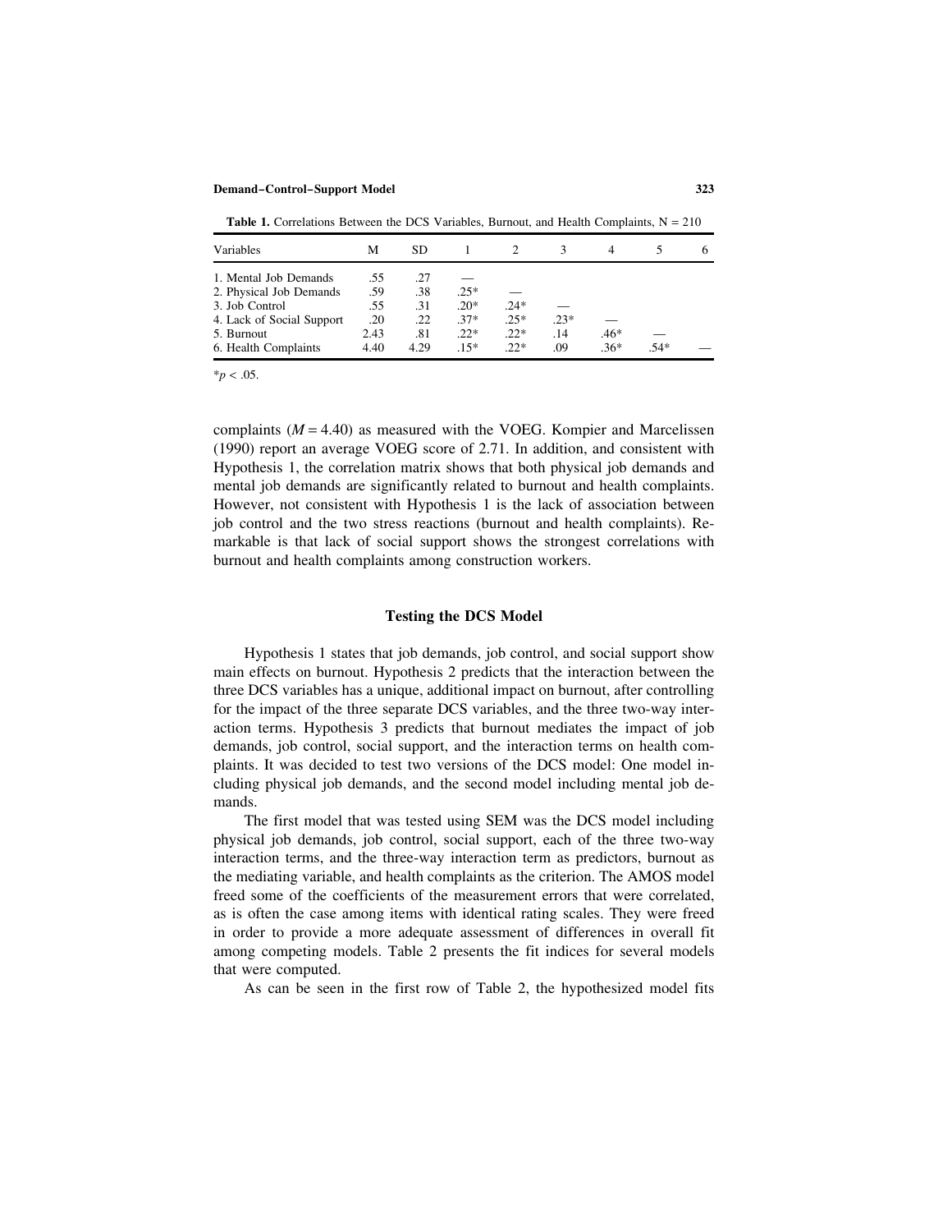**Table 1.** Correlations Between the DCS Variables, Burnout, and Health Complaints, N = 210

| Variables | M | SD | 1 | 2 | 3 | 4 | 5 | 6 |
|---|---|---|---|---|---|---|---|---|
| 1. Mental Job Demands | .55 | .27 | — | | | | | |
| 2. Physical Job Demands | .59 | .38 | .25* | — | | | | |
| 3. Job Control | .55 | .31 | .20* | .24* | — | | | |
| 4. Lack of Social Support | .20 | .22 | .37* | .25* | .23* | — | | |
| 5. Burnout | 2.43 | .81 | .22* | .22* | .14 | .46* | — | |
| 6. Health Complaints | 4.40 | 4.29 | .15* | .22* | .09 | .36* | .54* | — |

*$p < .05$.

complaints ($M = 4.40$) as measured with the VOEG. Kompier and Marcelissen (1990) report an average VOEG score of 2.71. In addition, and consistent with Hypothesis 1, the correlation matrix shows that both physical job demands and mental job demands are significantly related to burnout and health complaints. However, not consistent with Hypothesis 1 is the lack of association between job control and the two stress reactions (burnout and health complaints). Remarkable is that lack of social support shows the strongest correlations with burnout and health complaints among construction workers.

## Testing the DCS Model

Hypothesis 1 states that job demands, job control, and social support show main effects on burnout. Hypothesis 2 predicts that the interaction between the three DCS variables has a unique, additional impact on burnout, after controlling for the impact of the three separate DCS variables, and the three two-way interaction terms. Hypothesis 3 predicts that burnout mediates the impact of job demands, job control, social support, and the interaction terms on health complaints. It was decided to test two versions of the DCS model: One model including physical job demands, and the second model including mental job demands.

The first model that was tested using SEM was the DCS model including physical job demands, job control, social support, each of the three two-way interaction terms, and the three-way interaction term as predictors, burnout as the mediating variable, and health complaints as the criterion. The AMOS model freed some of the coefficients of the measurement errors that were correlated, as is often the case among items with identical rating scales. They were freed in order to provide a more adequate assessment of differences in overall fit among competing models. Table 2 presents the fit indices for several models that were computed.

As can be seen in the first row of Table 2, the hypothesized model fits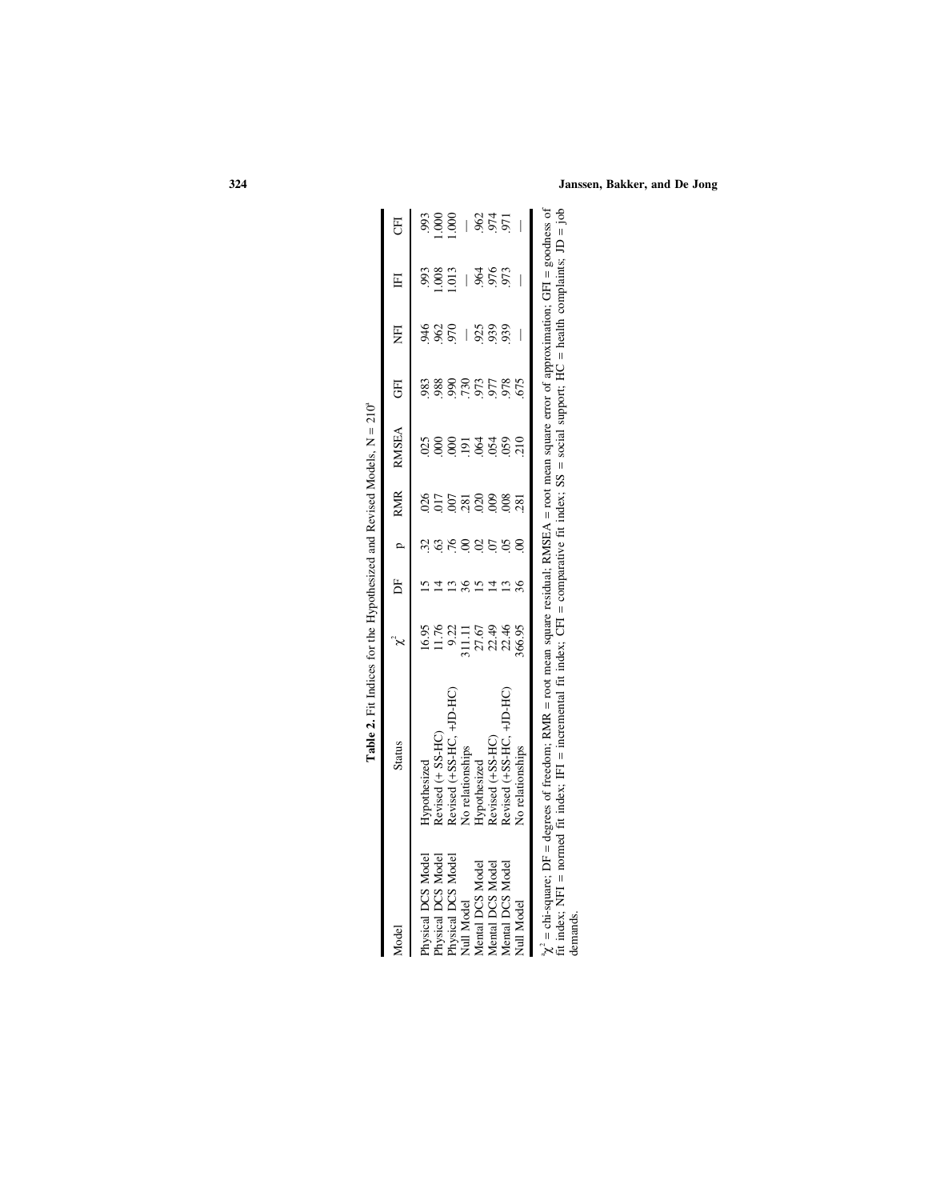**Table 2.** Fit Indices for the Hypothesized and Revised Models, N = 210[a]

| Model | Status | $\chi^2$ | DF | p | RMR | RMSEA | GFI | NFI | IFI | CFI |
|---|---|---|---|---|---|---|---|---|---|---|
| Physical DCS Model | Hypothesized | 16.95 | 15 | .32 | .026 | .025 | .983 | .946 | .993 | .993 |
| Physical DCS Model | Revised (+ SS-HC) | 11.76 | 14 | .63 | .017 | .000 | .988 | .962 | 1.008 | 1.000 |
| Physical DCS Model | Revised (+SS-HC, +JD-HC) | 9.22 | 13 | .76 | .007 | .000 | .990 | .970 | 1.013 | 1.000 |
| Null Model | No relationships | 311.11 | 36 | .00 | .281 | .191 | .730 | — | — | — |
| Mental DCS Model | Hypothesized | 27.67 | 15 | .02 | .020 | .064 | .973 | .925 | .964 | .962 |
| Mental DCS Model | Revised (+SS-HC) | 22.49 | 14 | .07 | .009 | .054 | .977 | .939 | .976 | .974 |
| Mental DCS Model | Revised (+SS-HC, +JD-HC) | 22.46 | 13 | .05 | .008 | .059 | .978 | .939 | .973 | .971 |
| Null Model | No relationships | 366.95 | 36 | .00 | .281 | .210 | .675 | — | — | — |

[a]$\chi^2$ = chi-square; DF = degrees of freedom; RMR = root mean square residual; RMSEA = root mean square error of approximation; GFI = goodness of fit index; NFI = normed fit index; IFI = incremental fit index; CFI = comparative fit index; SS = social support; HC = health complaints; JD = job demands.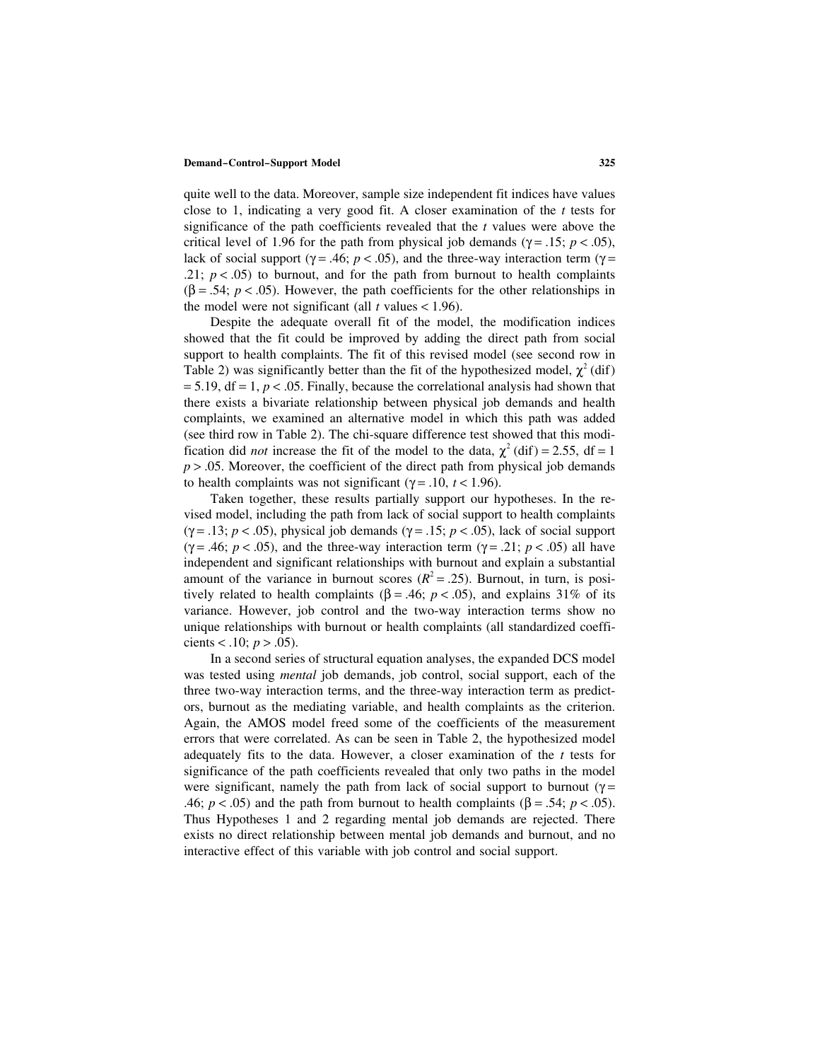quite well to the data. Moreover, sample size independent fit indices have values close to 1, indicating a very good fit. A closer examination of the *t* tests for significance of the path coefficients revealed that the *t* values were above the critical level of 1.96 for the path from physical job demands ($\gamma = .15$; $p < .05$), lack of social support ($\gamma = .46$; $p < .05$), and the three-way interaction term ($\gamma = .21$; $p < .05$) to burnout, and for the path from burnout to health complaints ($\beta = .54$; $p < .05$). However, the path coefficients for the other relationships in the model were not significant (all *t* values < 1.96).

Despite the adequate overall fit of the model, the modification indices showed that the fit could be improved by adding the direct path from social support to health complaints. The fit of this revised model (see second row in Table 2) was significantly better than the fit of the hypothesized model, $\chi^2$ (dif) = 5.19, df = 1, $p < .05$. Finally, because the correlational analysis had shown that there exists a bivariate relationship between physical job demands and health complaints, we examined an alternative model in which this path was added (see third row in Table 2). The chi-square difference test showed that this modification did *not* increase the fit of the model to the data, $\chi^2$ (dif) = 2.55, df = 1 $p > .05$. Moreover, the coefficient of the direct path from physical job demands to health complaints was not significant ($\gamma = .10$, $t < 1.96$).

Taken together, these results partially support our hypotheses. In the revised model, including the path from lack of social support to health complaints ($\gamma = .13$; $p < .05$), physical job demands ($\gamma = .15$; $p < .05$), lack of social support ($\gamma = .46$; $p < .05$), and the three-way interaction term ($\gamma = .21$; $p < .05$) all have independent and significant relationships with burnout and explain a substantial amount of the variance in burnout scores ($R^2 = .25$). Burnout, in turn, is positively related to health complaints ($\beta = .46$; $p < .05$), and explains 31% of its variance. However, job control and the two-way interaction terms show no unique relationships with burnout or health complaints (all standardized coefficients < .10; $p > .05$).

In a second series of structural equation analyses, the expanded DCS model was tested using *mental* job demands, job control, social support, each of the three two-way interaction terms, and the three-way interaction term as predictors, burnout as the mediating variable, and health complaints as the criterion. Again, the AMOS model freed some of the coefficients of the measurement errors that were correlated. As can be seen in Table 2, the hypothesized model adequately fits to the data. However, a closer examination of the *t* tests for significance of the path coefficients revealed that only two paths in the model were significant, namely the path from lack of social support to burnout ($\gamma = .46$; $p < .05$) and the path from burnout to health complaints ($\beta = .54$; $p < .05$). Thus Hypotheses 1 and 2 regarding mental job demands are rejected. There exists no direct relationship between mental job demands and burnout, and no interactive effect of this variable with job control and social support.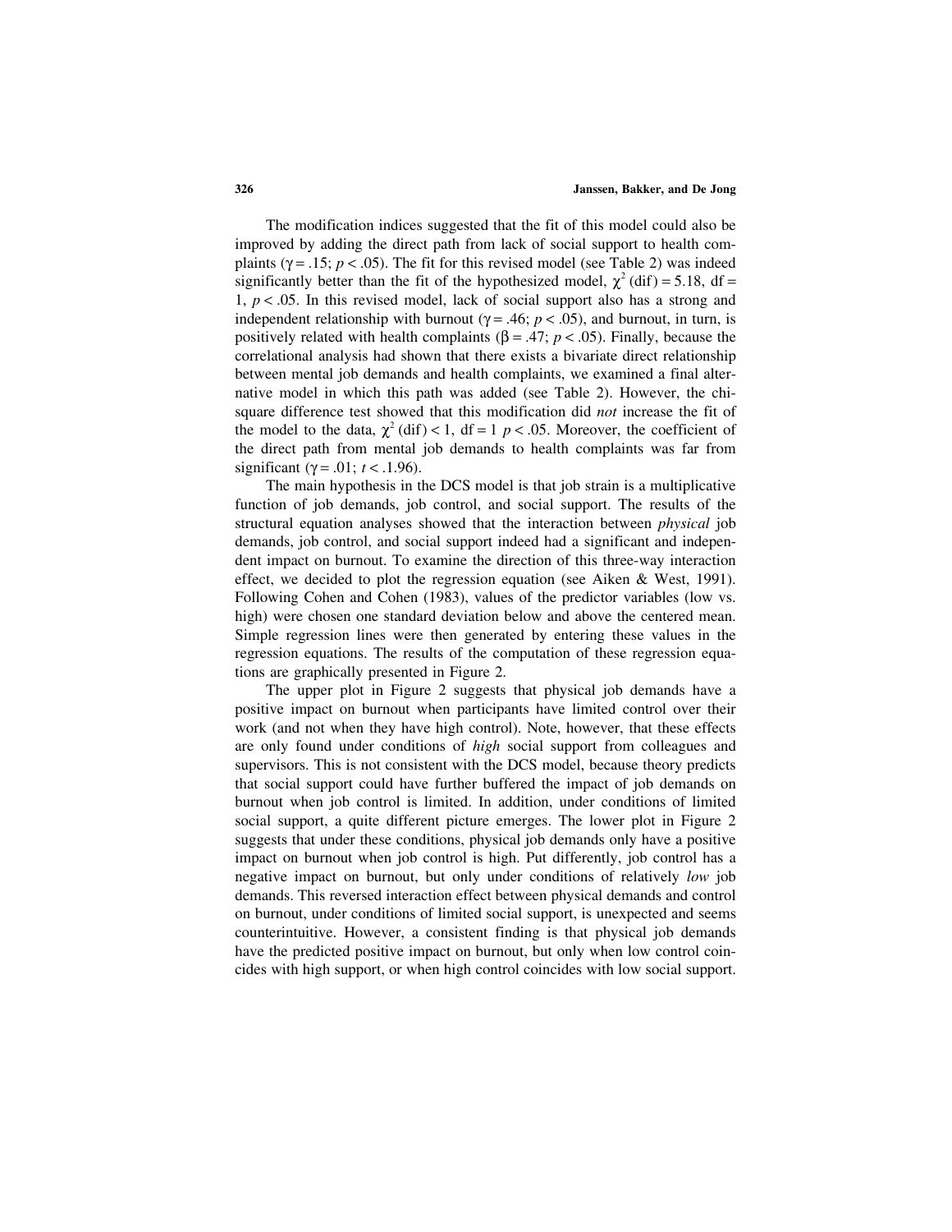The modification indices suggested that the fit of this model could also be improved by adding the direct path from lack of social support to health complaints ($\gamma = .15$; $p < .05$). The fit for this revised model (see Table 2) was indeed significantly better than the fit of the hypothesized model, $\chi^2$ (dif) = 5.18, df = 1, $p < .05$. In this revised model, lack of social support also has a strong and independent relationship with burnout ($\gamma = .46$; $p < .05$), and burnout, in turn, is positively related with health complaints ($\beta = .47$; $p < .05$). Finally, because the correlational analysis had shown that there exists a bivariate direct relationship between mental job demands and health complaints, we examined a final alternative model in which this path was added (see Table 2). However, the chi-square difference test showed that this modification did *not* increase the fit of the model to the data, $\chi^2$ (dif) < 1, df = 1 $p < .05$. Moreover, the coefficient of the direct path from mental job demands to health complaints was far from significant ($\gamma = .01$; $t < .1.96$).

The main hypothesis in the DCS model is that job strain is a multiplicative function of job demands, job control, and social support. The results of the structural equation analyses showed that the interaction between *physical* job demands, job control, and social support indeed had a significant and independent impact on burnout. To examine the direction of this three-way interaction effect, we decided to plot the regression equation (see Aiken & West, 1991). Following Cohen and Cohen (1983), values of the predictor variables (low vs. high) were chosen one standard deviation below and above the centered mean. Simple regression lines were then generated by entering these values in the regression equations. The results of the computation of these regression equations are graphically presented in Figure 2.

The upper plot in Figure 2 suggests that physical job demands have a positive impact on burnout when participants have limited control over their work (and not when they have high control). Note, however, that these effects are only found under conditions of *high* social support from colleagues and supervisors. This is not consistent with the DCS model, because theory predicts that social support could have further buffered the impact of job demands on burnout when job control is limited. In addition, under conditions of limited social support, a quite different picture emerges. The lower plot in Figure 2 suggests that under these conditions, physical job demands only have a positive impact on burnout when job control is high. Put differently, job control has a negative impact on burnout, but only under conditions of relatively *low* job demands. This reversed interaction effect between physical demands and control on burnout, under conditions of limited social support, is unexpected and seems counterintuitive. However, a consistent finding is that physical job demands have the predicted positive impact on burnout, but only when low control coincides with high support, or when high control coincides with low social support.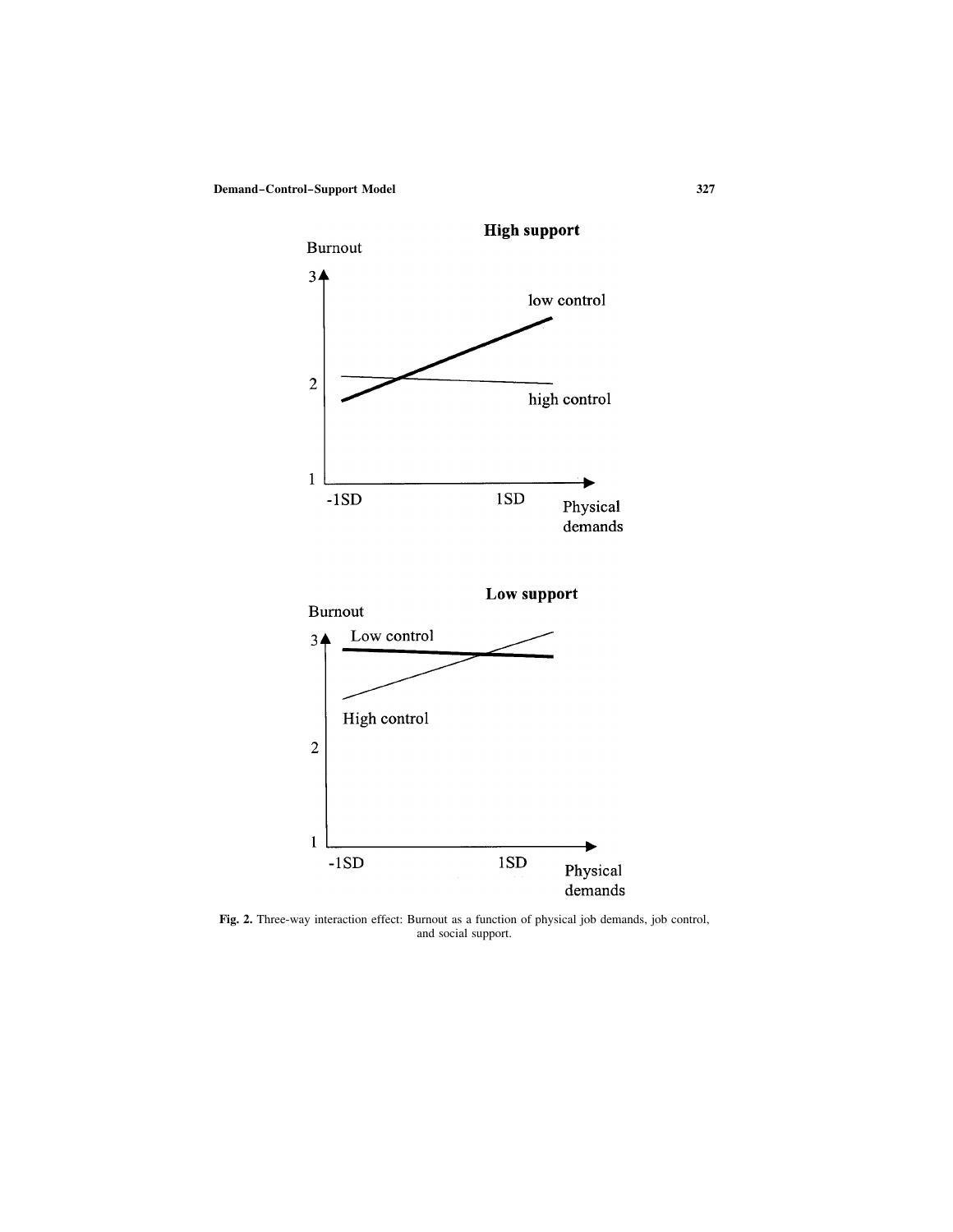**Fig. 2.** Three-way interaction effect: Burnout as a function of physical job demands, job control, and social support.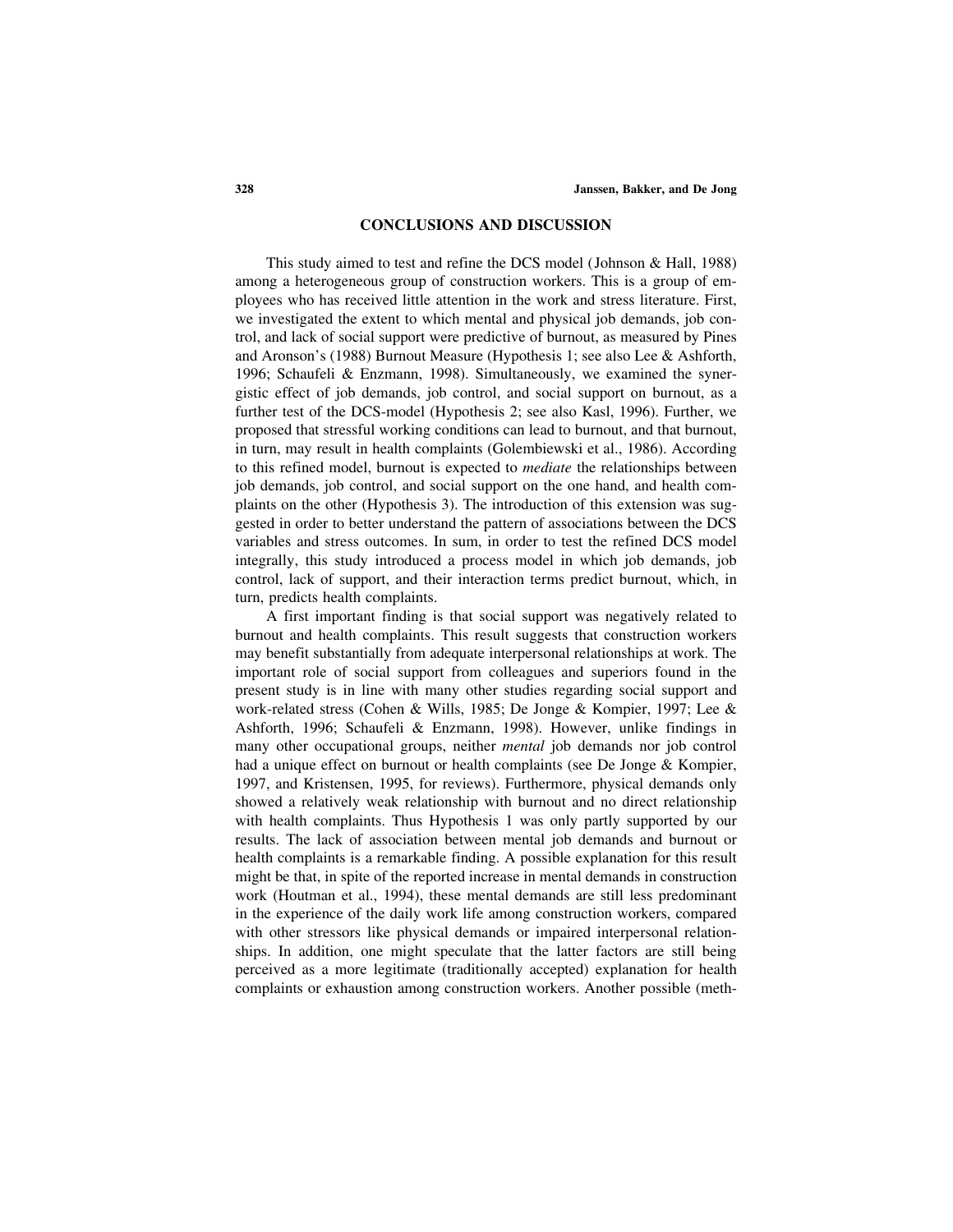## CONCLUSIONS AND DISCUSSION

This study aimed to test and refine the DCS model (Johnson & Hall, 1988) among a heterogeneous group of construction workers. This is a group of employees who has received little attention in the work and stress literature. First, we investigated the extent to which mental and physical job demands, job control, and lack of social support were predictive of burnout, as measured by Pines and Aronson's (1988) Burnout Measure (Hypothesis 1; see also Lee & Ashforth, 1996; Schaufeli & Enzmann, 1998). Simultaneously, we examined the synergistic effect of job demands, job control, and social support on burnout, as a further test of the DCS-model (Hypothesis 2; see also Kasl, 1996). Further, we proposed that stressful working conditions can lead to burnout, and that burnout, in turn, may result in health complaints (Golembiewski et al., 1986). According to this refined model, burnout is expected to *mediate* the relationships between job demands, job control, and social support on the one hand, and health complaints on the other (Hypothesis 3). The introduction of this extension was suggested in order to better understand the pattern of associations between the DCS variables and stress outcomes. In sum, in order to test the refined DCS model integrally, this study introduced a process model in which job demands, job control, lack of support, and their interaction terms predict burnout, which, in turn, predicts health complaints.

A first important finding is that social support was negatively related to burnout and health complaints. This result suggests that construction workers may benefit substantially from adequate interpersonal relationships at work. The important role of social support from colleagues and superiors found in the present study is in line with many other studies regarding social support and work-related stress (Cohen & Wills, 1985; De Jonge & Kompier, 1997; Lee & Ashforth, 1996; Schaufeli & Enzmann, 1998). However, unlike findings in many other occupational groups, neither *mental* job demands nor job control had a unique effect on burnout or health complaints (see De Jonge & Kompier, 1997, and Kristensen, 1995, for reviews). Furthermore, physical demands only showed a relatively weak relationship with burnout and no direct relationship with health complaints. Thus Hypothesis 1 was only partly supported by our results. The lack of association between mental job demands and burnout or health complaints is a remarkable finding. A possible explanation for this result might be that, in spite of the reported increase in mental demands in construction work (Houtman et al., 1994), these mental demands are still less predominant in the experience of the daily work life among construction workers, compared with other stressors like physical demands or impaired interpersonal relationships. In addition, one might speculate that the latter factors are still being perceived as a more legitimate (traditionally accepted) explanation for health complaints or exhaustion among construction workers. Another possible (meth-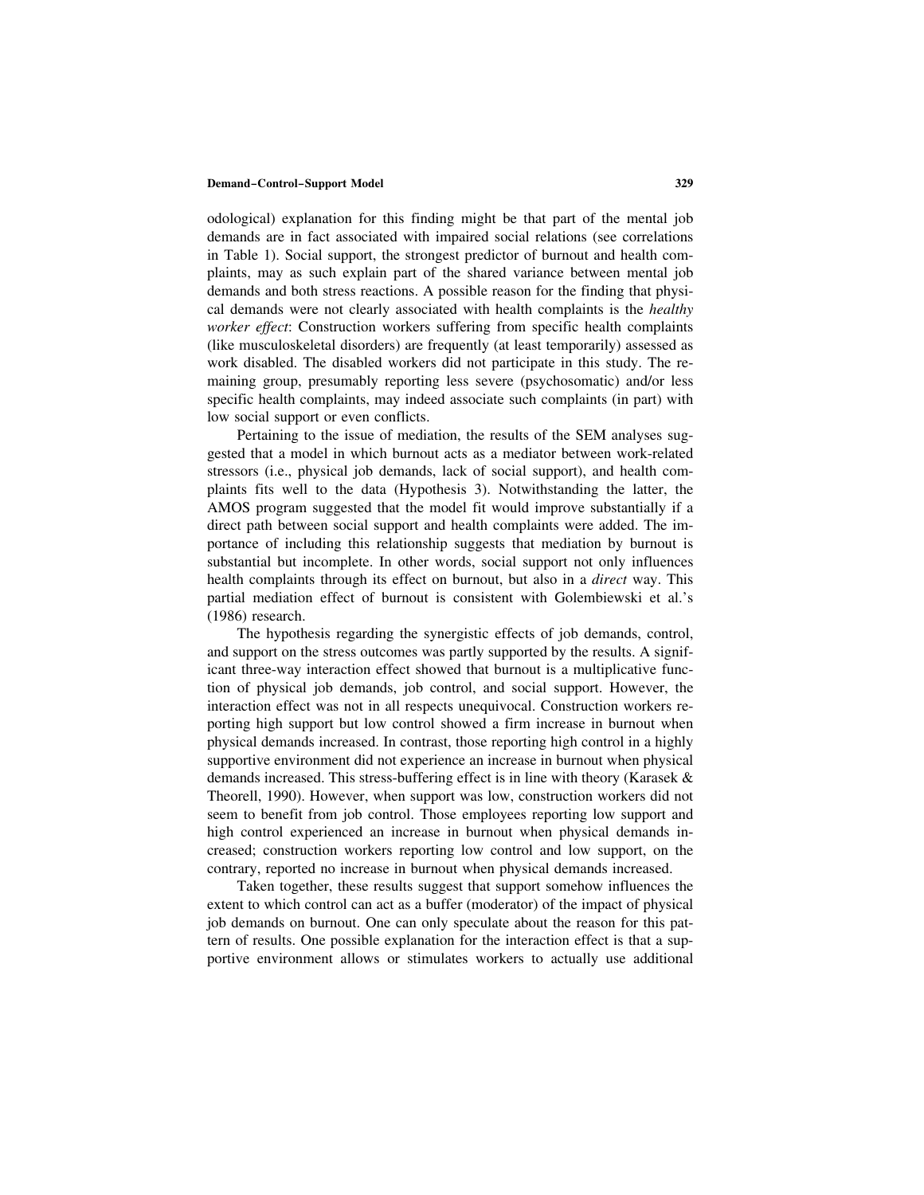odological) explanation for this finding might be that part of the mental job demands are in fact associated with impaired social relations (see correlations in Table 1). Social support, the strongest predictor of burnout and health complaints, may as such explain part of the shared variance between mental job demands and both stress reactions. A possible reason for the finding that physical demands were not clearly associated with health complaints is the *healthy worker effect*: Construction workers suffering from specific health complaints (like musculoskeletal disorders) are frequently (at least temporarily) assessed as work disabled. The disabled workers did not participate in this study. The remaining group, presumably reporting less severe (psychosomatic) and/or less specific health complaints, may indeed associate such complaints (in part) with low social support or even conflicts.

Pertaining to the issue of mediation, the results of the SEM analyses suggested that a model in which burnout acts as a mediator between work-related stressors (i.e., physical job demands, lack of social support), and health complaints fits well to the data (Hypothesis 3). Notwithstanding the latter, the AMOS program suggested that the model fit would improve substantially if a direct path between social support and health complaints were added. The importance of including this relationship suggests that mediation by burnout is substantial but incomplete. In other words, social support not only influences health complaints through its effect on burnout, but also in a *direct* way. This partial mediation effect of burnout is consistent with Golembiewski et al.'s (1986) research.

The hypothesis regarding the synergistic effects of job demands, control, and support on the stress outcomes was partly supported by the results. A significant three-way interaction effect showed that burnout is a multiplicative function of physical job demands, job control, and social support. However, the interaction effect was not in all respects unequivocal. Construction workers reporting high support but low control showed a firm increase in burnout when physical demands increased. In contrast, those reporting high control in a highly supportive environment did not experience an increase in burnout when physical demands increased. This stress-buffering effect is in line with theory (Karasek & Theorell, 1990). However, when support was low, construction workers did not seem to benefit from job control. Those employees reporting low support and high control experienced an increase in burnout when physical demands increased; construction workers reporting low control and low support, on the contrary, reported no increase in burnout when physical demands increased.

Taken together, these results suggest that support somehow influences the extent to which control can act as a buffer (moderator) of the impact of physical job demands on burnout. One can only speculate about the reason for this pattern of results. One possible explanation for the interaction effect is that a supportive environment allows or stimulates workers to actually use additional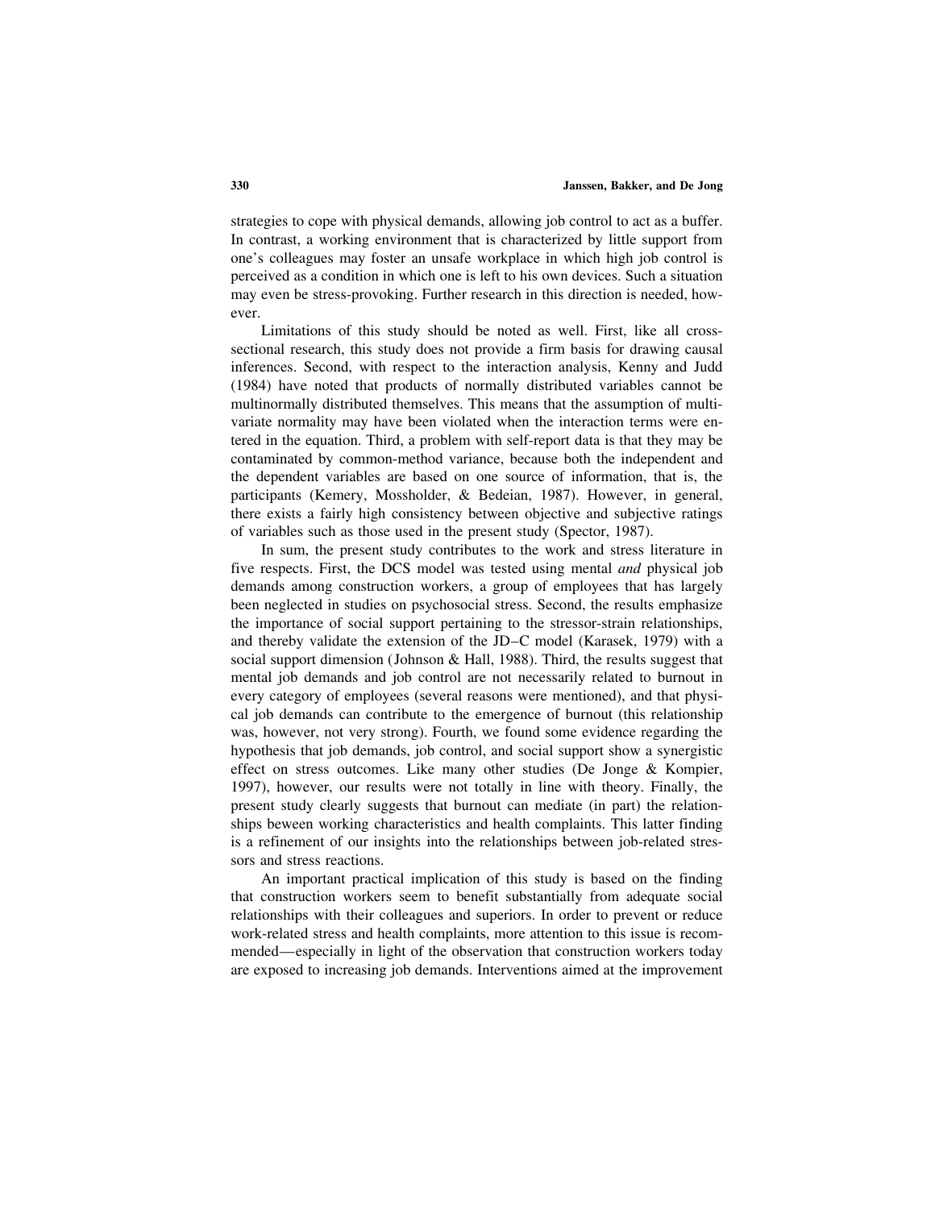strategies to cope with physical demands, allowing job control to act as a buffer. In contrast, a working environment that is characterized by little support from one's colleagues may foster an unsafe workplace in which high job control is perceived as a condition in which one is left to his own devices. Such a situation may even be stress-provoking. Further research in this direction is needed, however.

Limitations of this study should be noted as well. First, like all cross-sectional research, this study does not provide a firm basis for drawing causal inferences. Second, with respect to the interaction analysis, Kenny and Judd (1984) have noted that products of normally distributed variables cannot be multinormally distributed themselves. This means that the assumption of multivariate normality may have been violated when the interaction terms were entered in the equation. Third, a problem with self-report data is that they may be contaminated by common-method variance, because both the independent and the dependent variables are based on one source of information, that is, the participants (Kemery, Mossholder, & Bedeian, 1987). However, in general, there exists a fairly high consistency between objective and subjective ratings of variables such as those used in the present study (Spector, 1987).

In sum, the present study contributes to the work and stress literature in five respects. First, the DCS model was tested using mental *and* physical job demands among construction workers, a group of employees that has largely been neglected in studies on psychosocial stress. Second, the results emphasize the importance of social support pertaining to the stressor-strain relationships, and thereby validate the extension of the JD–C model (Karasek, 1979) with a social support dimension (Johnson & Hall, 1988). Third, the results suggest that mental job demands and job control are not necessarily related to burnout in every category of employees (several reasons were mentioned), and that physical job demands can contribute to the emergence of burnout (this relationship was, however, not very strong). Fourth, we found some evidence regarding the hypothesis that job demands, job control, and social support show a synergistic effect on stress outcomes. Like many other studies (De Jonge & Kompier, 1997), however, our results were not totally in line with theory. Finally, the present study clearly suggests that burnout can mediate (in part) the relationships beween working characteristics and health complaints. This latter finding is a refinement of our insights into the relationships between job-related stressors and stress reactions.

An important practical implication of this study is based on the finding that construction workers seem to benefit substantially from adequate social relationships with their colleagues and superiors. In order to prevent or reduce work-related stress and health complaints, more attention to this issue is recommended—especially in light of the observation that construction workers today are exposed to increasing job demands. Interventions aimed at the improvement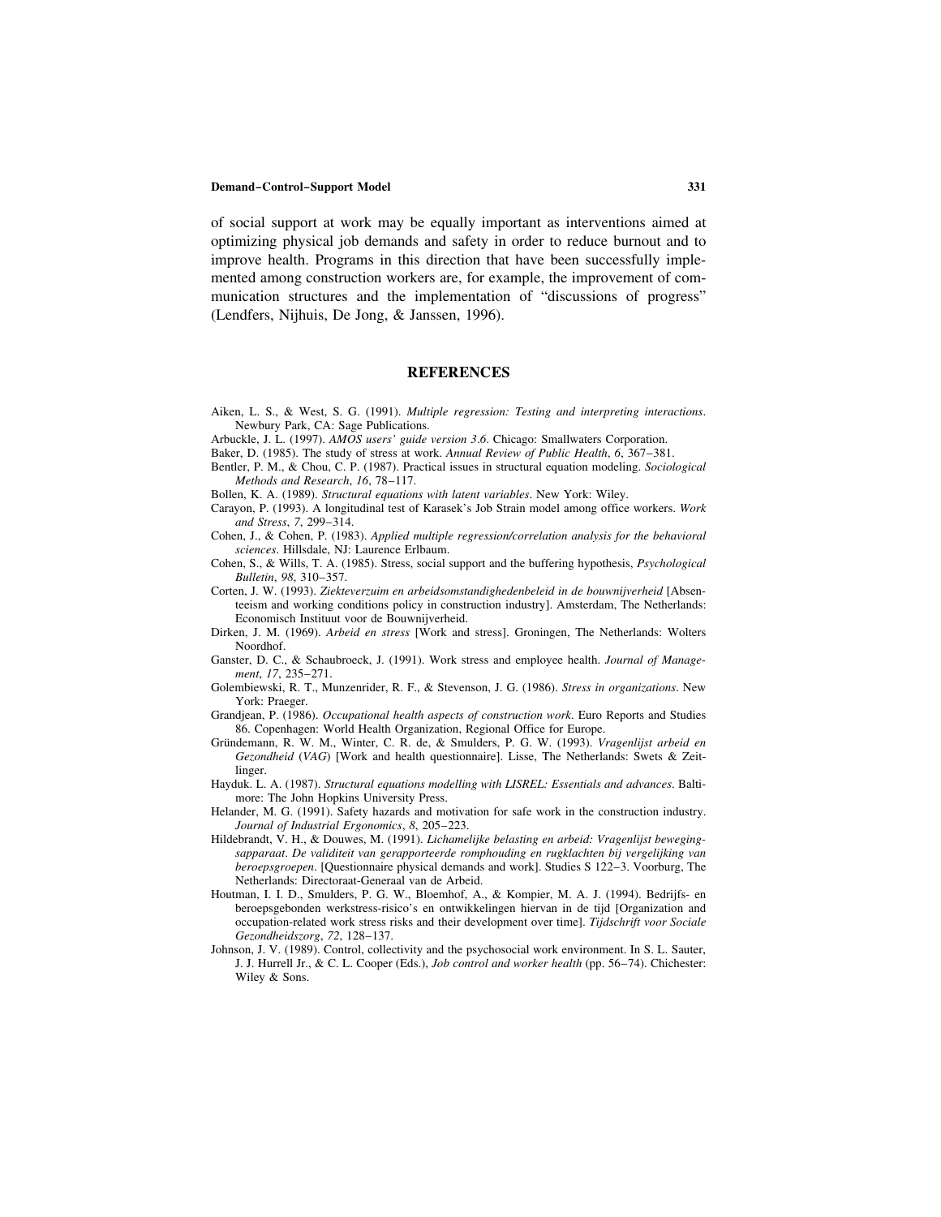of social support at work may be equally important as interventions aimed at optimizing physical job demands and safety in order to reduce burnout and to improve health. Programs in this direction that have been successfully implemented among construction workers are, for example, the improvement of communication structures and the implementation of "discussions of progress" (Lendfers, Nijhuis, De Jong, & Janssen, 1996).

## REFERENCES

Aiken, L. S., & West, S. G. (1991). *Multiple regression: Testing and interpreting interactions*. Newbury Park, CA: Sage Publications.

Arbuckle, J. L. (1997). *AMOS users' guide version 3.6*. Chicago: Smallwaters Corporation.

Baker, D. (1985). The study of stress at work. *Annual Review of Public Health*, *6*, 367–381.

Bentler, P. M., & Chou, C. P. (1987). Practical issues in structural equation modeling. *Sociological Methods and Research*, *16*, 78–117.

Bollen, K. A. (1989). *Structural equations with latent variables*. New York: Wiley.

Carayon, P. (1993). A longitudinal test of Karasek's Job Strain model among office workers. *Work and Stress*, *7*, 299–314.

Cohen, J., & Cohen, P. (1983). *Applied multiple regression/correlation analysis for the behavioral sciences*. Hillsdale, NJ: Laurence Erlbaum.

Cohen, S., & Wills, T. A. (1985). Stress, social support and the buffering hypothesis, *Psychological Bulletin*, *98*, 310–357.

Corten, J. W. (1993). *Ziekteverzuim en arbeidsomstandighedenbeleid in de bouwnijverheid* [Absenteeism and working conditions policy in construction industry]. Amsterdam, The Netherlands: Economisch Instituut voor de Bouwnijverheid.

Dirken, J. M. (1969). *Arbeid en stress* [Work and stress]. Groningen, The Netherlands: Wolters Noordhof.

Ganster, D. C., & Schaubroeck, J. (1991). Work stress and employee health. *Journal of Management*, *17*, 235–271.

Golembiewski, R. T., Munzenrider, R. F., & Stevenson, J. G. (1986). *Stress in organizations*. New York: Praeger.

Grandjean, P. (1986). *Occupational health aspects of construction work*. Euro Reports and Studies 86. Copenhagen: World Health Organization, Regional Office for Europe.

Gründemann, R. W. M., Winter, C. R. de, & Smulders, P. G. W. (1993). *Vragenlijst arbeid en Gezondheid* (*VAG*) [Work and health questionnaire]. Lisse, The Netherlands: Swets & Zeitlinger.

Hayduk. L. A. (1987). *Structural equations modelling with LISREL: Essentials and advances*. Baltimore: The John Hopkins University Press.

Helander, M. G. (1991). Safety hazards and motivation for safe work in the construction industry. *Journal of Industrial Ergonomics*, *8*, 205–223.

Hildebrandt, V. H., & Douwes, M. (1991). *Lichamelijke belasting en arbeid: Vragenlijst bewegingsapparaat. De validiteit van gerapporteerde romphouding en rugklachten bij vergelijking van beroepsgroepen*. [Questionnaire physical demands and work]. Studies S 122–3. Voorburg, The Netherlands: Directoraat-Generaal van de Arbeid.

Houtman, I. I. D., Smulders, P. G. W., Bloemhof, A., & Kompier, M. A. J. (1994). Bedrijfs- en beroepsgebonden werkstress-risico's en ontwikkelingen hiervan in de tijd [Organization and occupation-related work stress risks and their development over time]. *Tijdschrift voor Sociale Gezondheidszorg*, *72*, 128–137.

Johnson, J. V. (1989). Control, collectivity and the psychosocial work environment. In S. L. Sauter, J. J. Hurrell Jr., & C. L. Cooper (Eds.), *Job control and worker health* (pp. 56–74). Chichester: Wiley & Sons.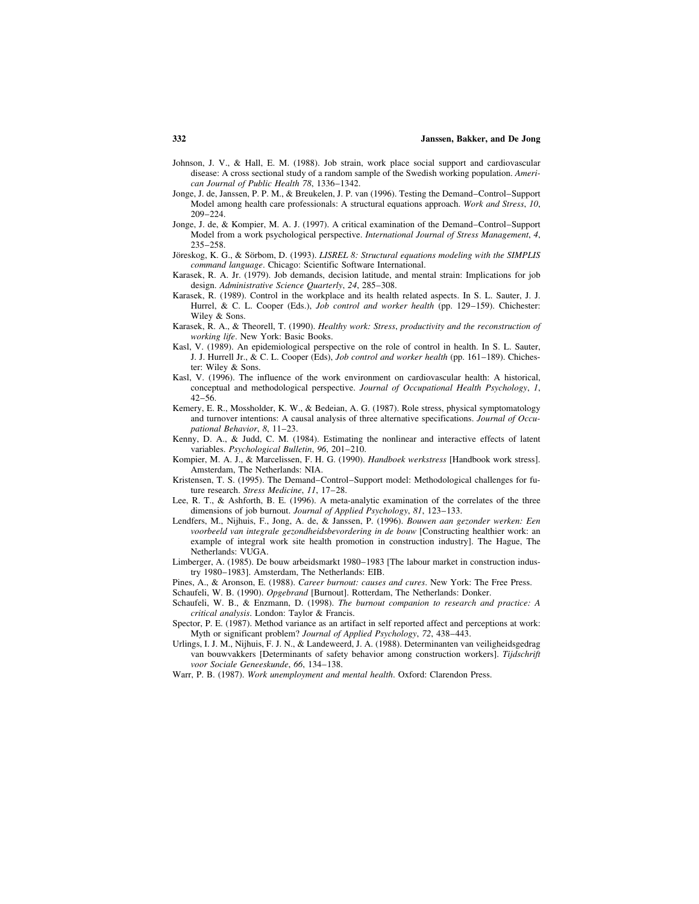Johnson, J. V., & Hall, E. M. (1988). Job strain, work place social support and cardiovascular disease: A cross sectional study of a random sample of the Swedish working population. *American Journal of Public Health 78*, 1336–1342.

Jonge, J. de, Janssen, P. P. M., & Breukelen, J. P. van (1996). Testing the Demand–Control–Support Model among health care professionals: A structural equations approach. *Work and Stress*, *10*, 209–224.

Jonge, J. de, & Kompier, M. A. J. (1997). A critical examination of the Demand–Control–Support Model from a work psychological perspective. *International Journal of Stress Management*, *4*, 235–258.

Jöreskog, K. G., & Sörbom, D. (1993). *LISREL 8: Structural equations modeling with the SIMPLIS command language*. Chicago: Scientific Software International.

Karasek, R. A. Jr. (1979). Job demands, decision latitude, and mental strain: Implications for job design. *Administrative Science Quarterly*, *24*, 285–308.

Karasek, R. (1989). Control in the workplace and its health related aspects. In S. L. Sauter, J. J. Hurrel, & C. L. Cooper (Eds.), *Job control and worker health* (pp. 129–159). Chichester: Wiley & Sons.

Karasek, R. A., & Theorell, T. (1990). *Healthy work: Stress, productivity and the reconstruction of working life*. New York: Basic Books.

Kasl, V. (1989). An epidemiological perspective on the role of control in health. In S. L. Sauter, J. J. Hurrell Jr., & C. L. Cooper (Eds), *Job control and worker health* (pp. 161–189). Chichester: Wiley & Sons.

Kasl, V. (1996). The influence of the work environment on cardiovascular health: A historical, conceptual and methodological perspective. *Journal of Occupational Health Psychology*, *1*, 42–56.

Kemery, E. R., Mossholder, K. W., & Bedeian, A. G. (1987). Role stress, physical symptomatology and turnover intentions: A causal analysis of three alternative specifications. *Journal of Occupational Behavior*, *8*, 11–23.

Kenny, D. A., & Judd, C. M. (1984). Estimating the nonlinear and interactive effects of latent variables. *Psychological Bulletin*, *96*, 201–210.

Kompier, M. A. J., & Marcelissen, F. H. G. (1990). *Handboek werkstress* [Handbook work stress]. Amsterdam, The Netherlands: NIA.

Kristensen, T. S. (1995). The Demand–Control–Support model: Methodological challenges for future research. *Stress Medicine*, *11*, 17–28.

Lee, R. T., & Ashforth, B. E. (1996). A meta-analytic examination of the correlates of the three dimensions of job burnout. *Journal of Applied Psychology*, *81*, 123–133.

Lendfers, M., Nijhuis, F., Jong, A. de, & Janssen, P. (1996). *Bouwen aan gezonder werken: Een voorbeeld van integrale gezondheidsbevordering in de bouw* [Constructing healthier work: an example of integral work site health promotion in construction industry]. The Hague, The Netherlands: VUGA.

Limberger, A. (1985). De bouw arbeidsmarkt 1980–1983 [The labour market in construction industry 1980–1983]. Amsterdam, The Netherlands: EIB.

Pines, A., & Aronson, E. (1988). *Career burnout: causes and cures*. New York: The Free Press.

Schaufeli, W. B. (1990). *Opgebrand* [Burnout]. Rotterdam, The Netherlands: Donker.

Schaufeli, W. B., & Enzmann, D. (1998). *The burnout companion to research and practice: A critical analysis*. London: Taylor & Francis.

Spector, P. E. (1987). Method variance as an artifact in self reported affect and perceptions at work: Myth or significant problem? *Journal of Applied Psychology*, *72*, 438–443.

Urlings, I. J. M., Nijhuis, F. J. N., & Landeweerd, J. A. (1988). Determinanten van veiligheidsgedrag van bouwvakkers [Determinants of safety behavior among construction workers]. *Tijdschrift voor Sociale Geneeskunde*, *66*, 134–138.

Warr, P. B. (1987). *Work unemployment and mental health*. Oxford: Clarendon Press.